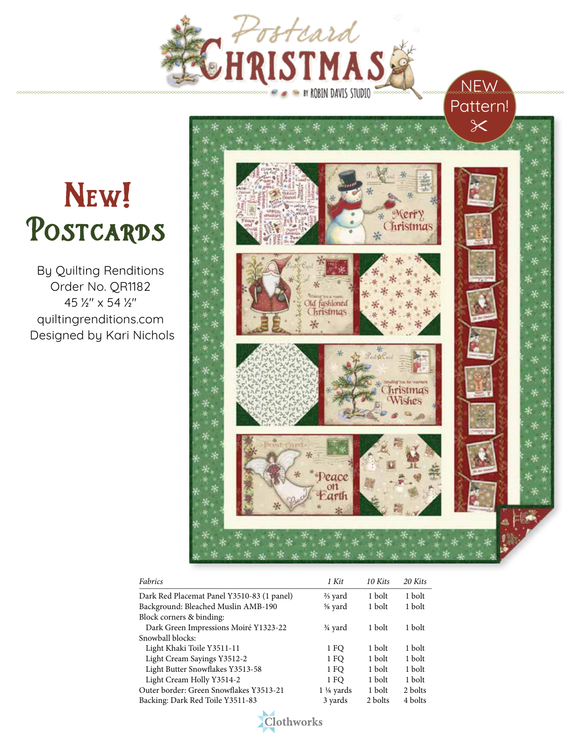# Postcard Christmas

by Robin Davis Studio

NEW Pattern!

## New! Postcards

By Quilting Renditions
Order No. QR1182
45 ½" x 54 ½"
quiltingrenditions.com
Designed by Kari Nichols

| *Fabrics* | *1 Kit* | *10 Kits* | *20 Kits* |
|---|---|---|---|
| Dark Red Placemat Panel Y3510-83 (1 panel) | ⅔ yard | 1 bolt | 1 bolt |
| Background: Bleached Muslin AMB-190 | ⅝ yard | 1 bolt | 1 bolt |
| Block corners & binding: | | | |
| Dark Green Impressions Moiré Y1323-22 | ¾ yard | 1 bolt | 1 bolt |
| Snowball blocks: | | | |
| Light Khaki Toile Y3511-11 | 1 FQ | 1 bolt | 1 bolt |
| Light Cream Sayings Y3512-2 | 1 FQ | 1 bolt | 1 bolt |
| Light Butter Snowflakes Y3513-58 | 1 FQ | 1 bolt | 1 bolt |
| Light Cream Holly Y3514-2 | 1 FQ | 1 bolt | 1 bolt |
| Outer border: Green Snowflakes Y3513-21 | 1 ⅛ yards | 1 bolt | 2 bolts |
| Backing: Dark Red Toile Y3511-83 | 3 yards | 2 bolts | 4 bolts |

Clothworks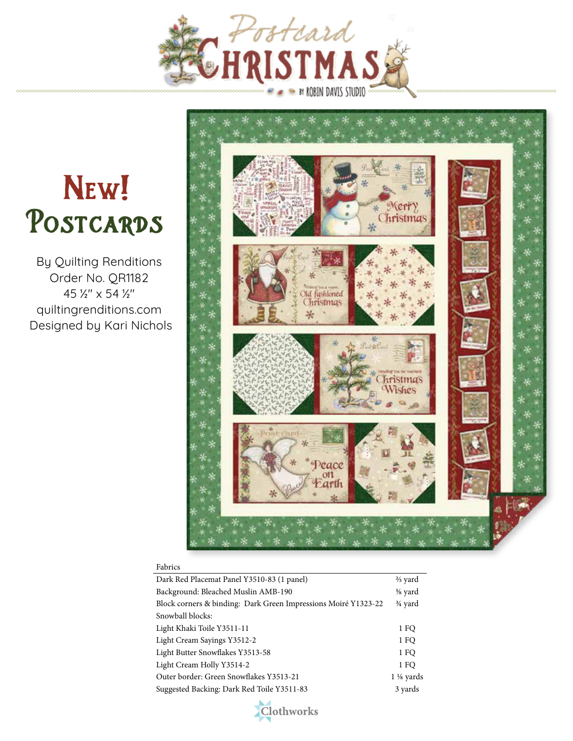# Postcard Christmas

BY ROBIN DAVIS STUDIO

## New! Postcards

By Quilting Renditions
Order No. QR1182
45 ½" x 54 ½"
quiltingrenditions.com
Designed by Kari Nichols

| Fabrics | |
|---|---|
| Dark Red Placemat Panel Y3510-83 (1 panel) | ⅔ yard |
| Background: Bleached Muslin AMB-190 | ⅝ yard |
| Block corners & binding: Dark Green Impressions Moiré Y1323-22 | ¾ yard |
| Snowball blocks: | |
| Light Khaki Toile Y3511-11 | 1 FQ |
| Light Cream Sayings Y3512-2 | 1 FQ |
| Light Butter Snowflakes Y3513-58 | 1 FQ |
| Light Cream Holly Y3514-2 | 1 FQ |
| Outer border: Green Snowflakes Y3513-21 | 1 ⅛ yards |
| Suggested Backing: Dark Red Toile Y3511-83 | 3 yards |

Clothworks